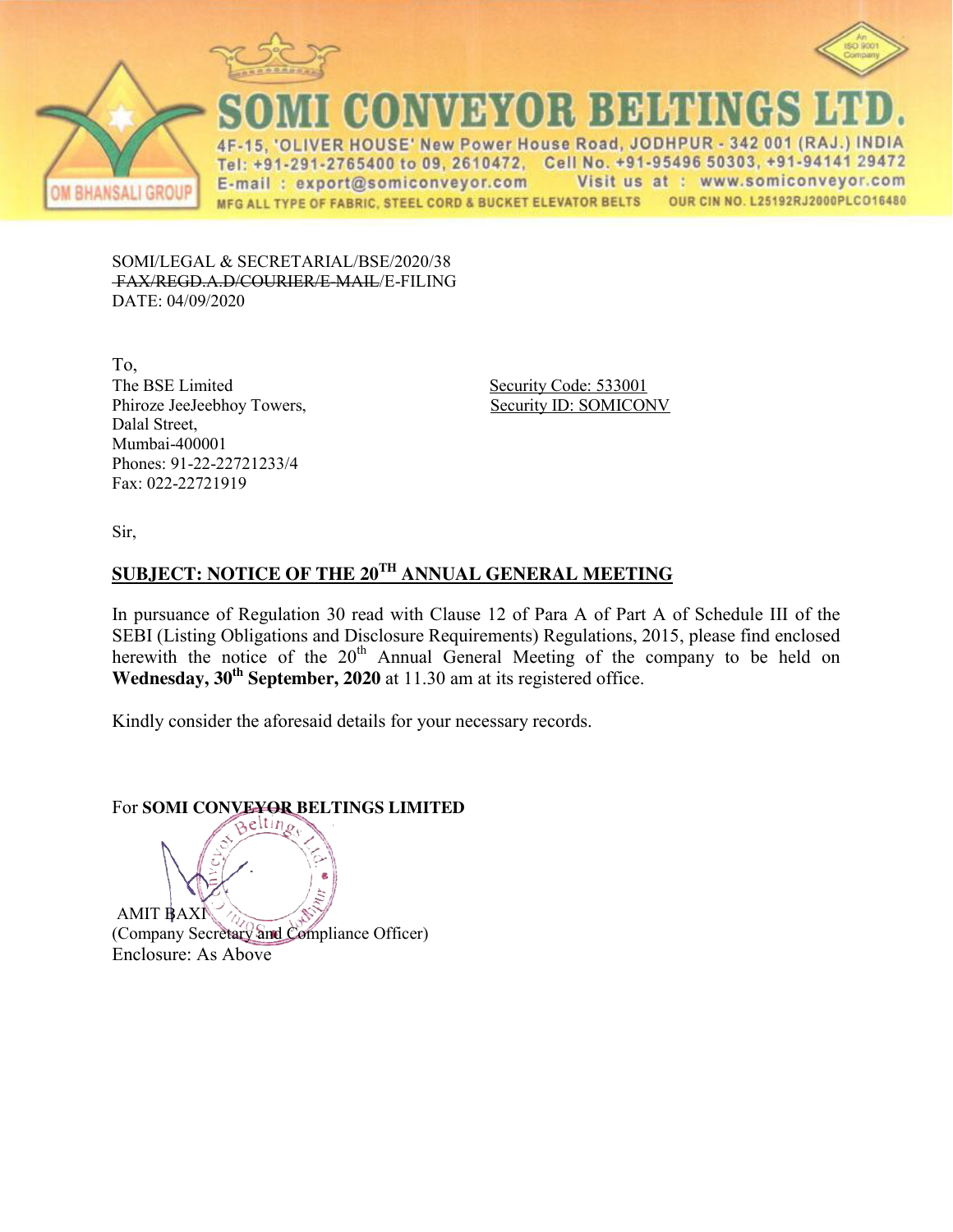# SOMI CONVEYOR BELTINGS LTD.

4F-15, 'OLIVER HOUSE' New Power House Road, JODHPUR - 342 001 (RAJ.) INDIA
Tel: +91-291-2765400 to 09, 2610472, Cell No. +91-95496 50303, +91-94141 29472
E-mail : export@somiconveyor.com Visit us at : www.somiconveyor.com
MFG ALL TYPE OF FABRIC, STEEL CORD & BUCKET ELEVATOR BELTS OUR CIN NO. L25192RJ2000PLCO16480

OM BHANSALI GROUP

SOMI/LEGAL & SECRETARIAL/BSE/2020/38
~~FAX/REGD.A.D/COURIER/E-MAIL~~/E-FILING
DATE: 04/09/2020

To,
The BSE Limited
Phiroze JeeJeebhoy Towers,
Dalal Street,
Mumbai-400001
Phones: 91-22-22721233/4
Fax: 022-22721919

Security Code: 533001
Security ID: SOMICONV

Sir,

**SUBJECT: NOTICE OF THE 20TH ANNUAL GENERAL MEETING**

In pursuance of Regulation 30 read with Clause 12 of Para A of Part A of Schedule III of the SEBI (Listing Obligations and Disclosure Requirements) Regulations, 2015, please find enclosed herewith the notice of the 20th Annual General Meeting of the company to be held on **Wednesday, 30th September, 2020** at 11.30 am at its registered office.

Kindly consider the aforesaid details for your necessary records.

For **SOMI CONVEYOR BELTINGS LIMITED**

AMIT BAXI
(Company Secretary and Compliance Officer)
Enclosure: As Above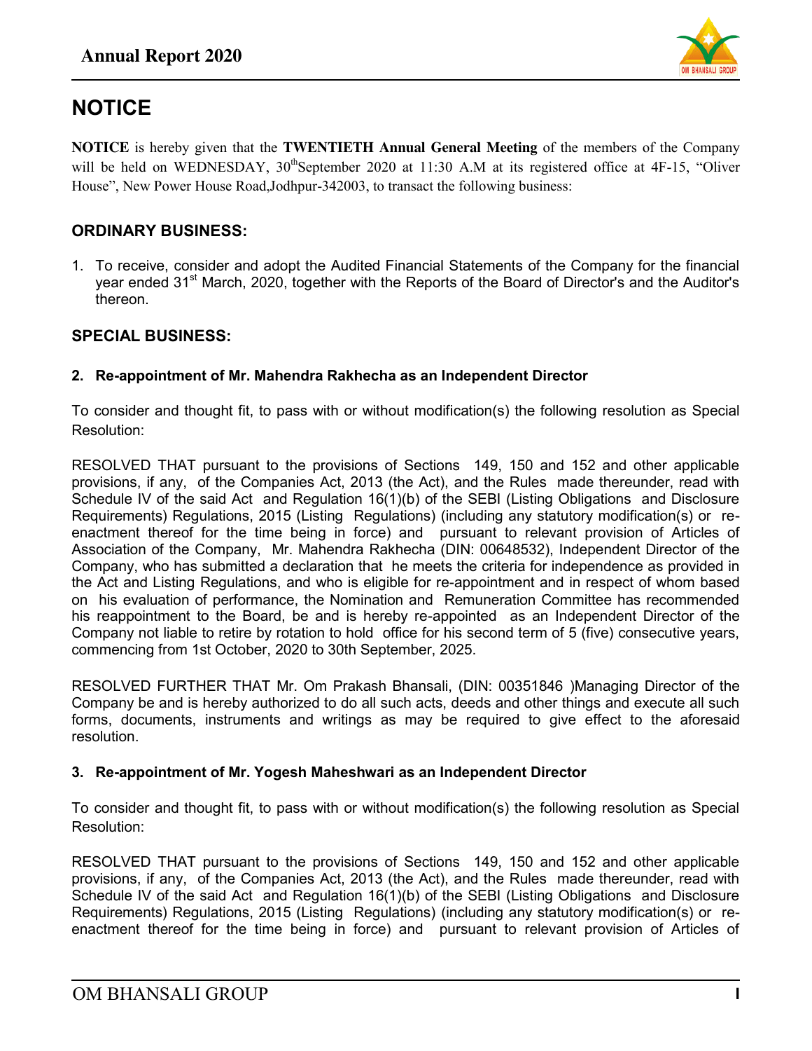# NOTICE

**NOTICE** is hereby given that the **TWENTIETH Annual General Meeting** of the members of the Company will be held on WEDNESDAY, 30th September 2020 at 11:30 A.M at its registered office at 4F-15, "Oliver House", New Power House Road,Jodhpur-342003, to transact the following business:

## ORDINARY BUSINESS:

1. To receive, consider and adopt the Audited Financial Statements of the Company for the financial year ended 31st March, 2020, together with the Reports of the Board of Director's and the Auditor's thereon.

## SPECIAL BUSINESS:

**2. Re-appointment of Mr. Mahendra Rakhecha as an Independent Director**

To consider and thought fit, to pass with or without modification(s) the following resolution as Special Resolution:

RESOLVED THAT pursuant to the provisions of Sections 149, 150 and 152 and other applicable provisions, if any, of the Companies Act, 2013 (the Act), and the Rules made thereunder, read with Schedule IV of the said Act and Regulation 16(1)(b) of the SEBI (Listing Obligations and Disclosure Requirements) Regulations, 2015 (Listing Regulations) (including any statutory modification(s) or re-enactment thereof for the time being in force) and pursuant to relevant provision of Articles of Association of the Company, Mr. Mahendra Rakhecha (DIN: 00648532), Independent Director of the Company, who has submitted a declaration that he meets the criteria for independence as provided in the Act and Listing Regulations, and who is eligible for re-appointment and in respect of whom based on his evaluation of performance, the Nomination and Remuneration Committee has recommended his reappointment to the Board, be and is hereby re-appointed as an Independent Director of the Company not liable to retire by rotation to hold office for his second term of 5 (five) consecutive years, commencing from 1st October, 2020 to 30th September, 2025.

RESOLVED FURTHER THAT Mr. Om Prakash Bhansali, (DIN: 00351846 )Managing Director of the Company be and is hereby authorized to do all such acts, deeds and other things and execute all such forms, documents, instruments and writings as may be required to give effect to the aforesaid resolution.

**3. Re-appointment of Mr. Yogesh Maheshwari as an Independent Director**

To consider and thought fit, to pass with or without modification(s) the following resolution as Special Resolution:

RESOLVED THAT pursuant to the provisions of Sections 149, 150 and 152 and other applicable provisions, if any, of the Companies Act, 2013 (the Act), and the Rules made thereunder, read with Schedule IV of the said Act and Regulation 16(1)(b) of the SEBI (Listing Obligations and Disclosure Requirements) Regulations, 2015 (Listing Regulations) (including any statutory modification(s) or re-enactment thereof for the time being in force) and pursuant to relevant provision of Articles of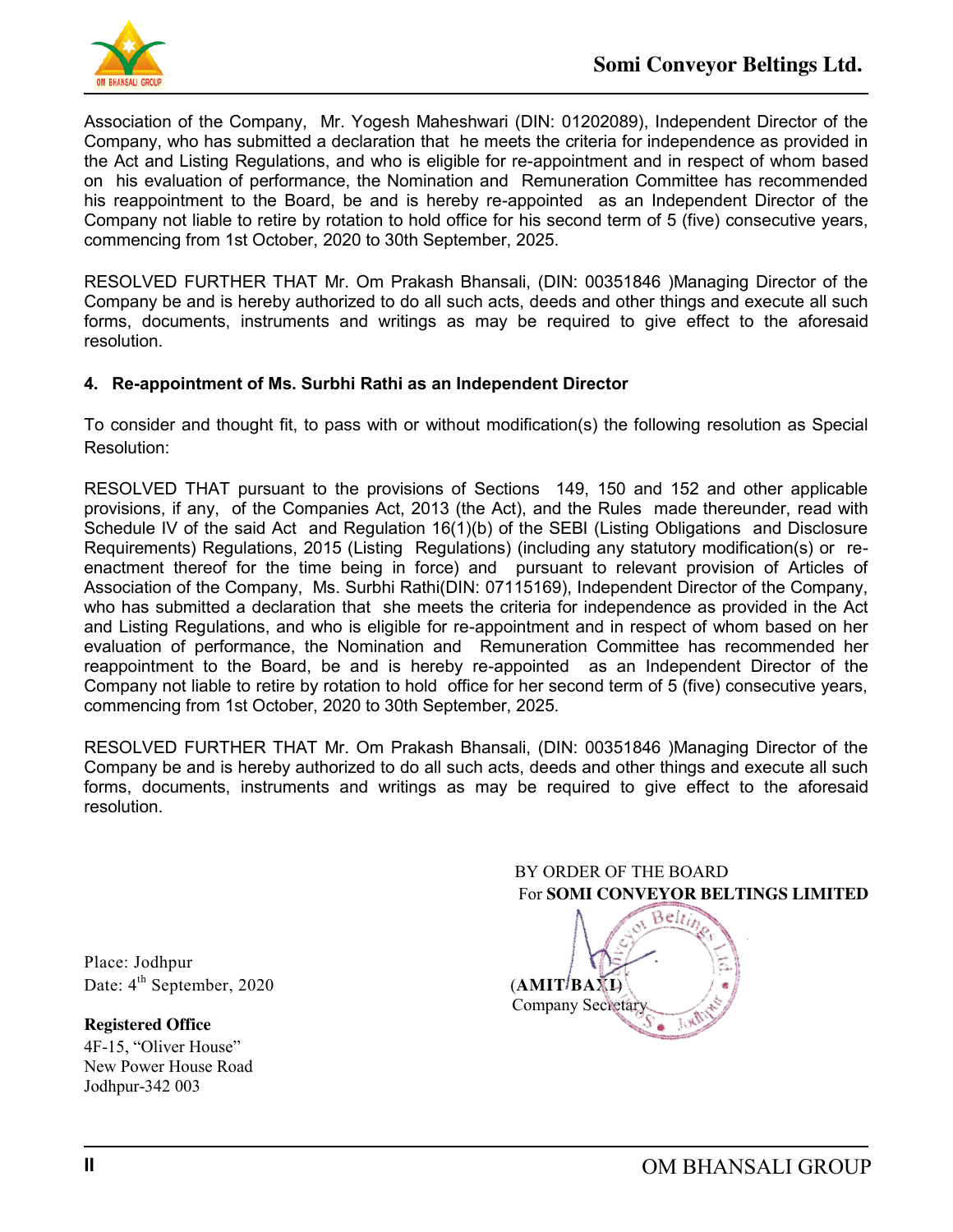Association of the Company, Mr. Yogesh Maheshwari (DIN: 01202089), Independent Director of the Company, who has submitted a declaration that he meets the criteria for independence as provided in the Act and Listing Regulations, and who is eligible for re-appointment and in respect of whom based on his evaluation of performance, the Nomination and Remuneration Committee has recommended his reappointment to the Board, be and is hereby re-appointed as an Independent Director of the Company not liable to retire by rotation to hold office for his second term of 5 (five) consecutive years, commencing from 1st October, 2020 to 30th September, 2025.

RESOLVED FURTHER THAT Mr. Om Prakash Bhansali, (DIN: 00351846 )Managing Director of the Company be and is hereby authorized to do all such acts, deeds and other things and execute all such forms, documents, instruments and writings as may be required to give effect to the aforesaid resolution.

**4. Re-appointment of Ms. Surbhi Rathi as an Independent Director**

To consider and thought fit, to pass with or without modification(s) the following resolution as Special Resolution:

RESOLVED THAT pursuant to the provisions of Sections 149, 150 and 152 and other applicable provisions, if any, of the Companies Act, 2013 (the Act), and the Rules made thereunder, read with Schedule IV of the said Act and Regulation 16(1)(b) of the SEBI (Listing Obligations and Disclosure Requirements) Regulations, 2015 (Listing Regulations) (including any statutory modification(s) or re-enactment thereof for the time being in force) and pursuant to relevant provision of Articles of Association of the Company, Ms. Surbhi Rathi(DIN: 07115169), Independent Director of the Company, who has submitted a declaration that she meets the criteria for independence as provided in the Act and Listing Regulations, and who is eligible for re-appointment and in respect of whom based on her evaluation of performance, the Nomination and Remuneration Committee has recommended her reappointment to the Board, be and is hereby re-appointed as an Independent Director of the Company not liable to retire by rotation to hold office for her second term of 5 (five) consecutive years, commencing from 1st October, 2020 to 30th September, 2025.

RESOLVED FURTHER THAT Mr. Om Prakash Bhansali, (DIN: 00351846 )Managing Director of the Company be and is hereby authorized to do all such acts, deeds and other things and execute all such forms, documents, instruments and writings as may be required to give effect to the aforesaid resolution.

BY ORDER OF THE BOARD
For **SOMI CONVEYOR BELTINGS LIMITED**

(**AMIT BAXI**)
Company Secretary

Place: Jodhpur
Date: 4th September, 2020

**Registered Office**
4F-15, "Oliver House"
New Power House Road
Jodhpur-342 003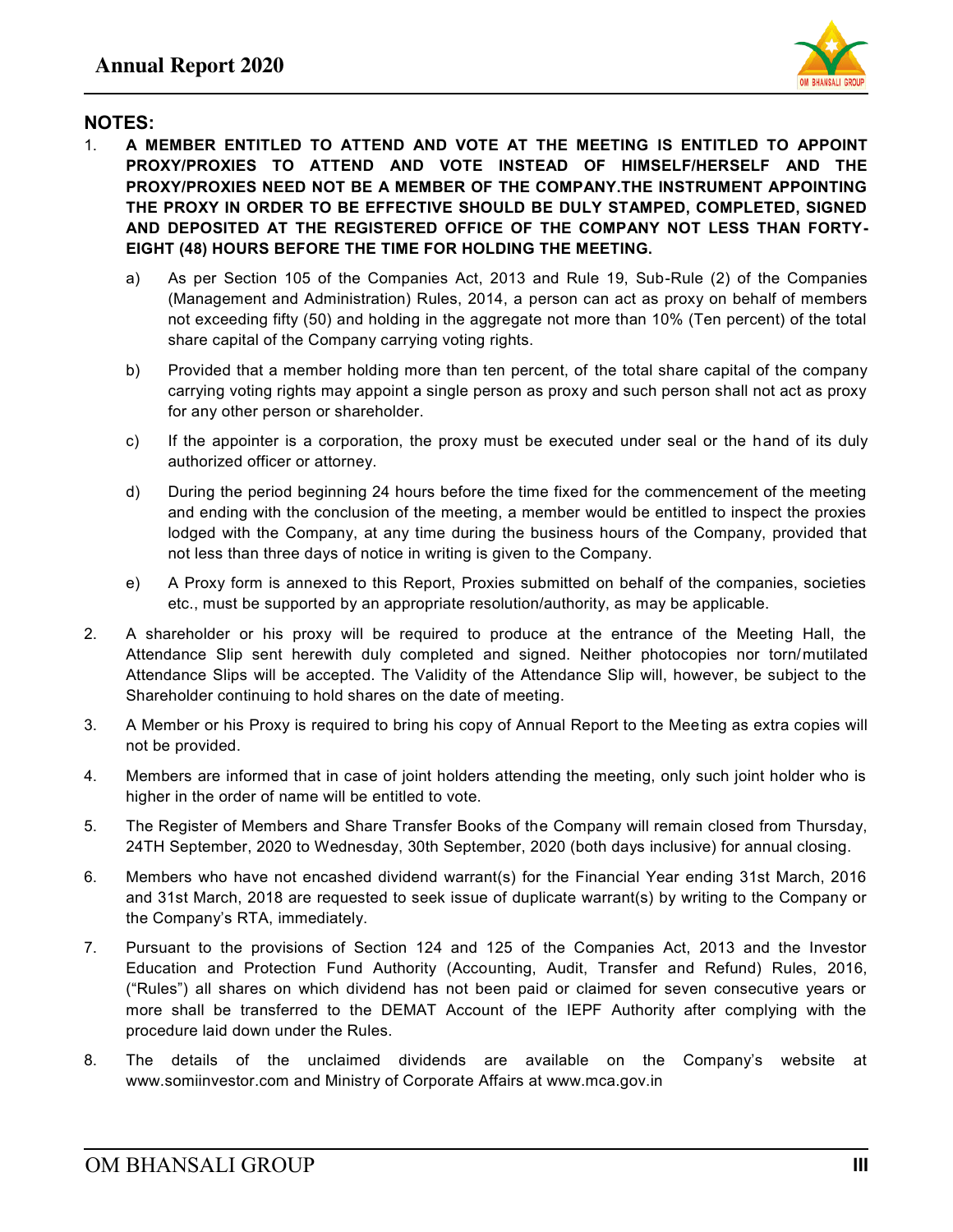## NOTES:

1. **A MEMBER ENTITLED TO ATTEND AND VOTE AT THE MEETING IS ENTITLED TO APPOINT PROXY/PROXIES TO ATTEND AND VOTE INSTEAD OF HIMSELF/HERSELF AND THE PROXY/PROXIES NEED NOT BE A MEMBER OF THE COMPANY.THE INSTRUMENT APPOINTING THE PROXY IN ORDER TO BE EFFECTIVE SHOULD BE DULY STAMPED, COMPLETED, SIGNED AND DEPOSITED AT THE REGISTERED OFFICE OF THE COMPANY NOT LESS THAN FORTY-EIGHT (48) HOURS BEFORE THE TIME FOR HOLDING THE MEETING.**

   a) As per Section 105 of the Companies Act, 2013 and Rule 19, Sub-Rule (2) of the Companies (Management and Administration) Rules, 2014, a person can act as proxy on behalf of members not exceeding fifty (50) and holding in the aggregate not more than 10% (Ten percent) of the total share capital of the Company carrying voting rights.

   b) Provided that a member holding more than ten percent, of the total share capital of the company carrying voting rights may appoint a single person as proxy and such person shall not act as proxy for any other person or shareholder.

   c) If the appointer is a corporation, the proxy must be executed under seal or the hand of its duly authorized officer or attorney.

   d) During the period beginning 24 hours before the time fixed for the commencement of the meeting and ending with the conclusion of the meeting, a member would be entitled to inspect the proxies lodged with the Company, at any time during the business hours of the Company, provided that not less than three days of notice in writing is given to the Company.

   e) A Proxy form is annexed to this Report, Proxies submitted on behalf of the companies, societies etc., must be supported by an appropriate resolution/authority, as may be applicable.

2. A shareholder or his proxy will be required to produce at the entrance of the Meeting Hall, the Attendance Slip sent herewith duly completed and signed. Neither photocopies nor torn/mutilated Attendance Slips will be accepted. The Validity of the Attendance Slip will, however, be subject to the Shareholder continuing to hold shares on the date of meeting.

3. A Member or his Proxy is required to bring his copy of Annual Report to the Meeting as extra copies will not be provided.

4. Members are informed that in case of joint holders attending the meeting, only such joint holder who is higher in the order of name will be entitled to vote.

5. The Register of Members and Share Transfer Books of the Company will remain closed from Thursday, 24TH September, 2020 to Wednesday, 30th September, 2020 (both days inclusive) for annual closing.

6. Members who have not encashed dividend warrant(s) for the Financial Year ending 31st March, 2016 and 31st March, 2018 are requested to seek issue of duplicate warrant(s) by writing to the Company or the Company's RTA, immediately.

7. Pursuant to the provisions of Section 124 and 125 of the Companies Act, 2013 and the Investor Education and Protection Fund Authority (Accounting, Audit, Transfer and Refund) Rules, 2016, ("Rules") all shares on which dividend has not been paid or claimed for seven consecutive years or more shall be transferred to the DEMAT Account of the IEPF Authority after complying with the procedure laid down under the Rules.

8. The details of the unclaimed dividends are available on the Company's website at www.somiinvestor.com and Ministry of Corporate Affairs at www.mca.gov.in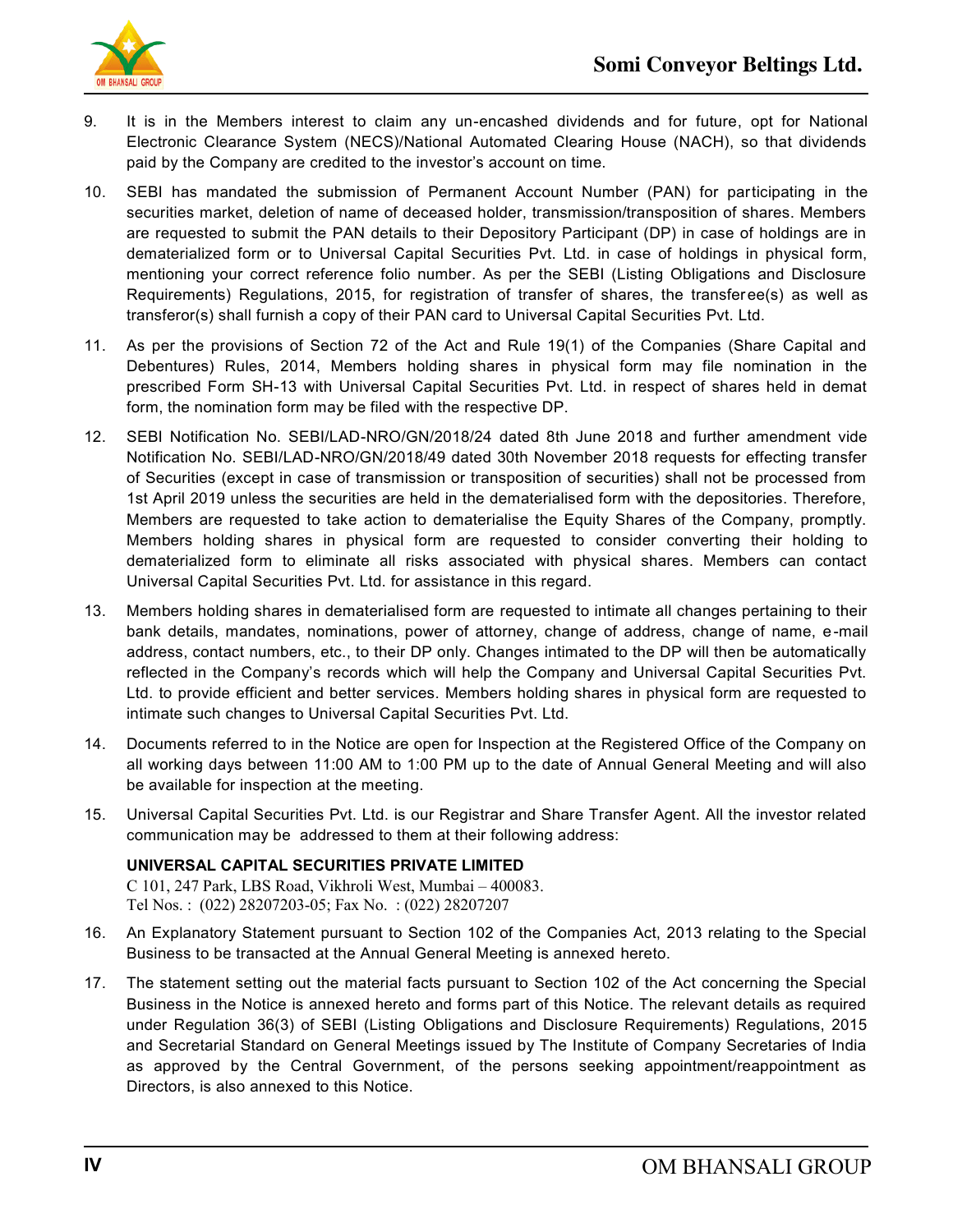9. It is in the Members interest to claim any un-encashed dividends and for future, opt for National Electronic Clearance System (NECS)/National Automated Clearing House (NACH), so that dividends paid by the Company are credited to the investor's account on time.

10. SEBI has mandated the submission of Permanent Account Number (PAN) for participating in the securities market, deletion of name of deceased holder, transmission/transposition of shares. Members are requested to submit the PAN details to their Depository Participant (DP) in case of holdings are in dematerialized form or to Universal Capital Securities Pvt. Ltd. in case of holdings in physical form, mentioning your correct reference folio number. As per the SEBI (Listing Obligations and Disclosure Requirements) Regulations, 2015, for registration of transfer of shares, the transferee(s) as well as transferor(s) shall furnish a copy of their PAN card to Universal Capital Securities Pvt. Ltd.

11. As per the provisions of Section 72 of the Act and Rule 19(1) of the Companies (Share Capital and Debentures) Rules, 2014, Members holding shares in physical form may file nomination in the prescribed Form SH-13 with Universal Capital Securities Pvt. Ltd. in respect of shares held in demat form, the nomination form may be filed with the respective DP.

12. SEBI Notification No. SEBI/LAD-NRO/GN/2018/24 dated 8th June 2018 and further amendment vide Notification No. SEBI/LAD-NRO/GN/2018/49 dated 30th November 2018 requests for effecting transfer of Securities (except in case of transmission or transposition of securities) shall not be processed from 1st April 2019 unless the securities are held in the dematerialised form with the depositories. Therefore, Members are requested to take action to dematerialise the Equity Shares of the Company, promptly. Members holding shares in physical form are requested to consider converting their holding to dematerialized form to eliminate all risks associated with physical shares. Members can contact Universal Capital Securities Pvt. Ltd. for assistance in this regard.

13. Members holding shares in dematerialised form are requested to intimate all changes pertaining to their bank details, mandates, nominations, power of attorney, change of address, change of name, e-mail address, contact numbers, etc., to their DP only. Changes intimated to the DP will then be automatically reflected in the Company's records which will help the Company and Universal Capital Securities Pvt. Ltd. to provide efficient and better services. Members holding shares in physical form are requested to intimate such changes to Universal Capital Securities Pvt. Ltd.

14. Documents referred to in the Notice are open for Inspection at the Registered Office of the Company on all working days between 11:00 AM to 1:00 PM up to the date of Annual General Meeting and will also be available for inspection at the meeting.

15. Universal Capital Securities Pvt. Ltd. is our Registrar and Share Transfer Agent. All the investor related communication may be addressed to them at their following address:

    **UNIVERSAL CAPITAL SECURITIES PRIVATE LIMITED**
    C 101, 247 Park, LBS Road, Vikhroli West, Mumbai – 400083.
    Tel Nos. : (022) 28207203-05; Fax No. : (022) 28207207

16. An Explanatory Statement pursuant to Section 102 of the Companies Act, 2013 relating to the Special Business to be transacted at the Annual General Meeting is annexed hereto.

17. The statement setting out the material facts pursuant to Section 102 of the Act concerning the Special Business in the Notice is annexed hereto and forms part of this Notice. The relevant details as required under Regulation 36(3) of SEBI (Listing Obligations and Disclosure Requirements) Regulations, 2015 and Secretarial Standard on General Meetings issued by The Institute of Company Secretaries of India as approved by the Central Government, of the persons seeking appointment/reappointment as Directors, is also annexed to this Notice.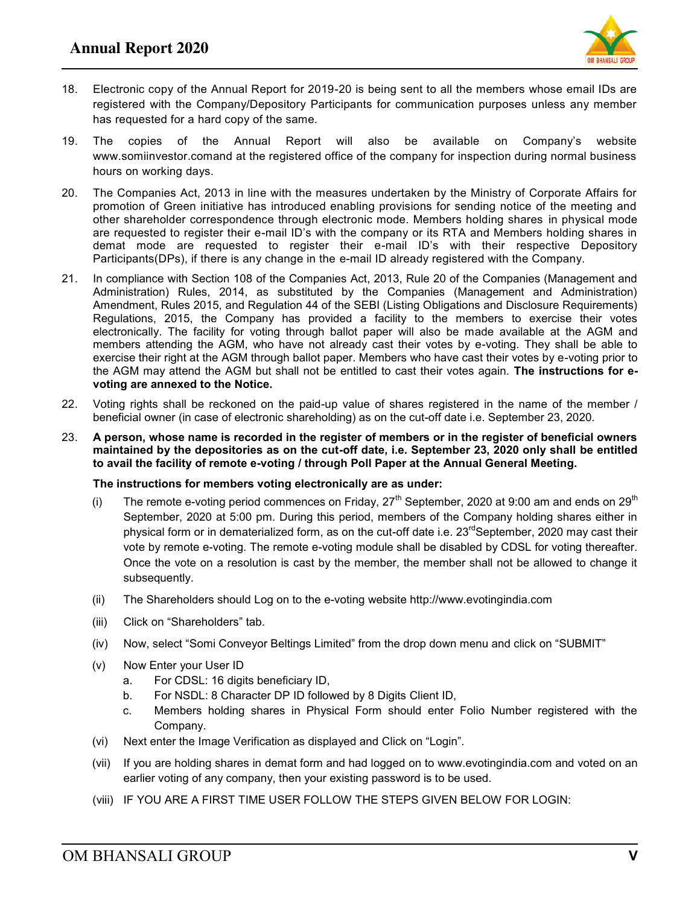18. Electronic copy of the Annual Report for 2019-20 is being sent to all the members whose email IDs are registered with the Company/Depository Participants for communication purposes unless any member has requested for a hard copy of the same.

19. The copies of the Annual Report will also be available on Company's website www.somiinvestor.comand at the registered office of the company for inspection during normal business hours on working days.

20. The Companies Act, 2013 in line with the measures undertaken by the Ministry of Corporate Affairs for promotion of Green initiative has introduced enabling provisions for sending notice of the meeting and other shareholder correspondence through electronic mode. Members holding shares in physical mode are requested to register their e-mail ID's with the company or its RTA and Members holding shares in demat mode are requested to register their e-mail ID's with their respective Depository Participants(DPs), if there is any change in the e-mail ID already registered with the Company.

21. In compliance with Section 108 of the Companies Act, 2013, Rule 20 of the Companies (Management and Administration) Rules, 2014, as substituted by the Companies (Management and Administration) Amendment, Rules 2015, and Regulation 44 of the SEBI (Listing Obligations and Disclosure Requirements) Regulations, 2015, the Company has provided a facility to the members to exercise their votes electronically. The facility for voting through ballot paper will also be made available at the AGM and members attending the AGM, who have not already cast their votes by e-voting. They shall be able to exercise their right at the AGM through ballot paper. Members who have cast their votes by e-voting prior to the AGM may attend the AGM but shall not be entitled to cast their votes again. **The instructions for e-voting are annexed to the Notice.**

22. Voting rights shall be reckoned on the paid-up value of shares registered in the name of the member / beneficial owner (in case of electronic shareholding) as on the cut-off date i.e. September 23, 2020.

23. **A person, whose name is recorded in the register of members or in the register of beneficial owners maintained by the depositories as on the cut-off date, i.e. September 23, 2020 only shall be entitled to avail the facility of remote e-voting / through Poll Paper at the Annual General Meeting.**

    **The instructions for members voting electronically are as under:**

    (i) The remote e-voting period commences on Friday, 27th September, 2020 at 9:00 am and ends on 29th September, 2020 at 5:00 pm. During this period, members of the Company holding shares either in physical form or in dematerialized form, as on the cut-off date i.e. 23rdSeptember, 2020 may cast their vote by remote e-voting. The remote e-voting module shall be disabled by CDSL for voting thereafter. Once the vote on a resolution is cast by the member, the member shall not be allowed to change it subsequently.

    (ii) The Shareholders should Log on to the e-voting website http://www.evotingindia.com

    (iii) Click on "Shareholders" tab.

    (iv) Now, select "Somi Conveyor Beltings Limited" from the drop down menu and click on "SUBMIT"

    (v) Now Enter your User ID
        a. For CDSL: 16 digits beneficiary ID,
        b. For NSDL: 8 Character DP ID followed by 8 Digits Client ID,
        c. Members holding shares in Physical Form should enter Folio Number registered with the Company.

    (vi) Next enter the Image Verification as displayed and Click on "Login".

    (vii) If you are holding shares in demat form and had logged on to www.evotingindia.com and voted on an earlier voting of any company, then your existing password is to be used.

    (viii) IF YOU ARE A FIRST TIME USER FOLLOW THE STEPS GIVEN BELOW FOR LOGIN: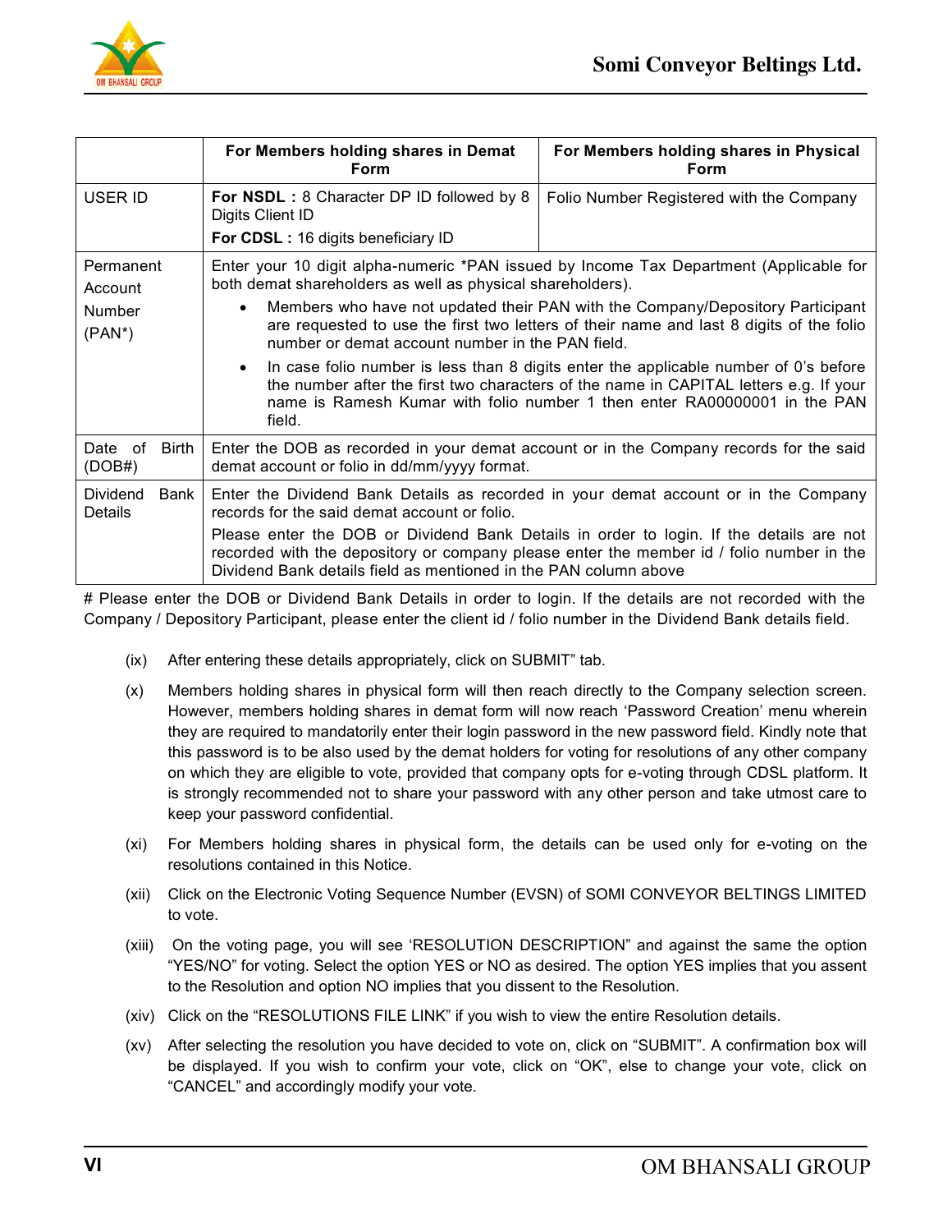| | For Members holding shares in Demat Form | For Members holding shares in Physical Form |
|---|---|---|
| USER ID | **For NSDL :** 8 Character DP ID followed by 8 Digits Client ID<br>**For CDSL :** 16 digits beneficiary ID | Folio Number Registered with the Company |
| Permanent Account Number (PAN*) | Enter your 10 digit alpha-numeric *PAN issued by Income Tax Department (Applicable for both demat shareholders as well as physical shareholders).<br>• Members who have not updated their PAN with the Company/Depository Participant are requested to use the first two letters of their name and last 8 digits of the folio number or demat account number in the PAN field.<br>• In case folio number is less than 8 digits enter the applicable number of 0's before the number after the first two characters of the name in CAPITAL letters e.g. If your name is Ramesh Kumar with folio number 1 then enter RA00000001 in the PAN field. | |
| Date of Birth (DOB#) | Enter the DOB as recorded in your demat account or in the Company records for the said demat account or folio in dd/mm/yyyy format. | |
| Dividend Bank Details | Enter the Dividend Bank Details as recorded in your demat account or in the Company records for the said demat account or folio.<br>Please enter the DOB or Dividend Bank Details in order to login. If the details are not recorded with the depository or company please enter the member id / folio number in the Dividend Bank details field as mentioned in the PAN column above | |

# Please enter the DOB or Dividend Bank Details in order to login. If the details are not recorded with the Company / Depository Participant, please enter the client id / folio number in the Dividend Bank details field.

(ix) After entering these details appropriately, click on SUBMIT" tab.

(x) Members holding shares in physical form will then reach directly to the Company selection screen. However, members holding shares in demat form will now reach 'Password Creation' menu wherein they are required to mandatorily enter their login password in the new password field. Kindly note that this password is to be also used by the demat holders for voting for resolutions of any other company on which they are eligible to vote, provided that company opts for e-voting through CDSL platform. It is strongly recommended not to share your password with any other person and take utmost care to keep your password confidential.

(xi) For Members holding shares in physical form, the details can be used only for e-voting on the resolutions contained in this Notice.

(xii) Click on the Electronic Voting Sequence Number (EVSN) of SOMI CONVEYOR BELTINGS LIMITED to vote.

(xiii) On the voting page, you will see 'RESOLUTION DESCRIPTION" and against the same the option "YES/NO" for voting. Select the option YES or NO as desired. The option YES implies that you assent to the Resolution and option NO implies that you dissent to the Resolution.

(xiv) Click on the "RESOLUTIONS FILE LINK" if you wish to view the entire Resolution details.

(xv) After selecting the resolution you have decided to vote on, click on "SUBMIT". A confirmation box will be displayed. If you wish to confirm your vote, click on "OK", else to change your vote, click on "CANCEL" and accordingly modify your vote.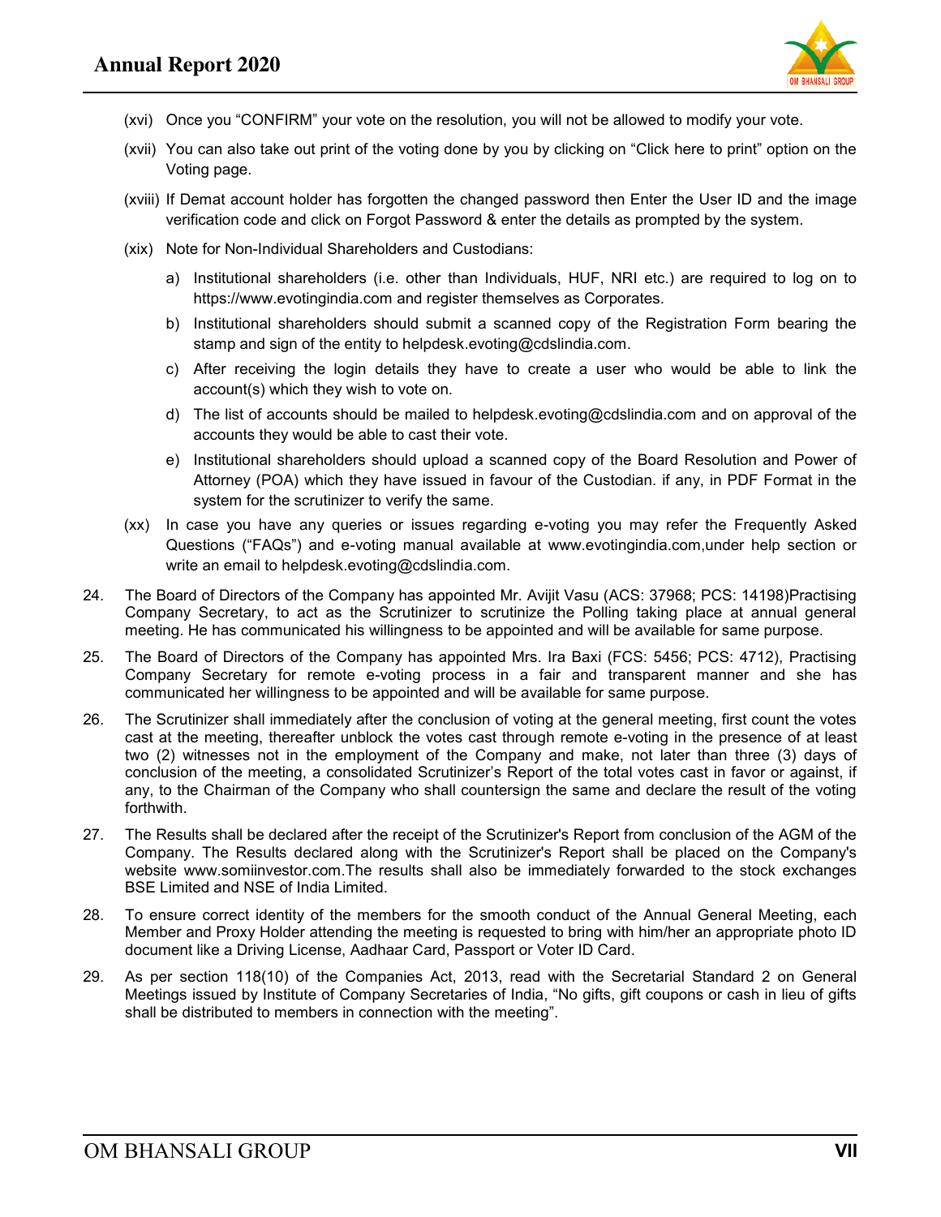(xvi) Once you “CONFIRM” your vote on the resolution, you will not be allowed to modify your vote.

(xvii) You can also take out print of the voting done by you by clicking on “Click here to print” option on the Voting page.

(xviii) If Demat account holder has forgotten the changed password then Enter the User ID and the image verification code and click on Forgot Password & enter the details as prompted by the system.

(xix) Note for Non-Individual Shareholders and Custodians:

a) Institutional shareholders (i.e. other than Individuals, HUF, NRI etc.) are required to log on to https://www.evotingindia.com and register themselves as Corporates.

b) Institutional shareholders should submit a scanned copy of the Registration Form bearing the stamp and sign of the entity to helpdesk.evoting@cdslindia.com.

c) After receiving the login details they have to create a user who would be able to link the account(s) which they wish to vote on.

d) The list of accounts should be mailed to helpdesk.evoting@cdslindia.com and on approval of the accounts they would be able to cast their vote.

e) Institutional shareholders should upload a scanned copy of the Board Resolution and Power of Attorney (POA) which they have issued in favour of the Custodian. if any, in PDF Format in the system for the scrutinizer to verify the same.

(xx) In case you have any queries or issues regarding e-voting you may refer the Frequently Asked Questions (“FAQs”) and e-voting manual available at www.evotingindia.com,under help section or write an email to helpdesk.evoting@cdslindia.com.

24. The Board of Directors of the Company has appointed Mr. Avijit Vasu (ACS: 37968; PCS: 14198)Practising Company Secretary, to act as the Scrutinizer to scrutinize the Polling taking place at annual general meeting. He has communicated his willingness to be appointed and will be available for same purpose.

25. The Board of Directors of the Company has appointed Mrs. Ira Baxi (FCS: 5456; PCS: 4712), Practising Company Secretary for remote e-voting process in a fair and transparent manner and she has communicated her willingness to be appointed and will be available for same purpose.

26. The Scrutinizer shall immediately after the conclusion of voting at the general meeting, first count the votes cast at the meeting, thereafter unblock the votes cast through remote e-voting in the presence of at least two (2) witnesses not in the employment of the Company and make, not later than three (3) days of conclusion of the meeting, a consolidated Scrutinizer’s Report of the total votes cast in favor or against, if any, to the Chairman of the Company who shall countersign the same and declare the result of the voting forthwith.

27. The Results shall be declared after the receipt of the Scrutinizer's Report from conclusion of the AGM of the Company. The Results declared along with the Scrutinizer's Report shall be placed on the Company's website www.somiinvestor.com.The results shall also be immediately forwarded to the stock exchanges BSE Limited and NSE of India Limited.

28. To ensure correct identity of the members for the smooth conduct of the Annual General Meeting, each Member and Proxy Holder attending the meeting is requested to bring with him/her an appropriate photo ID document like a Driving License, Aadhaar Card, Passport or Voter ID Card.

29. As per section 118(10) of the Companies Act, 2013, read with the Secretarial Standard 2 on General Meetings issued by Institute of Company Secretaries of India, “No gifts, gift coupons or cash in lieu of gifts shall be distributed to members in connection with the meeting”.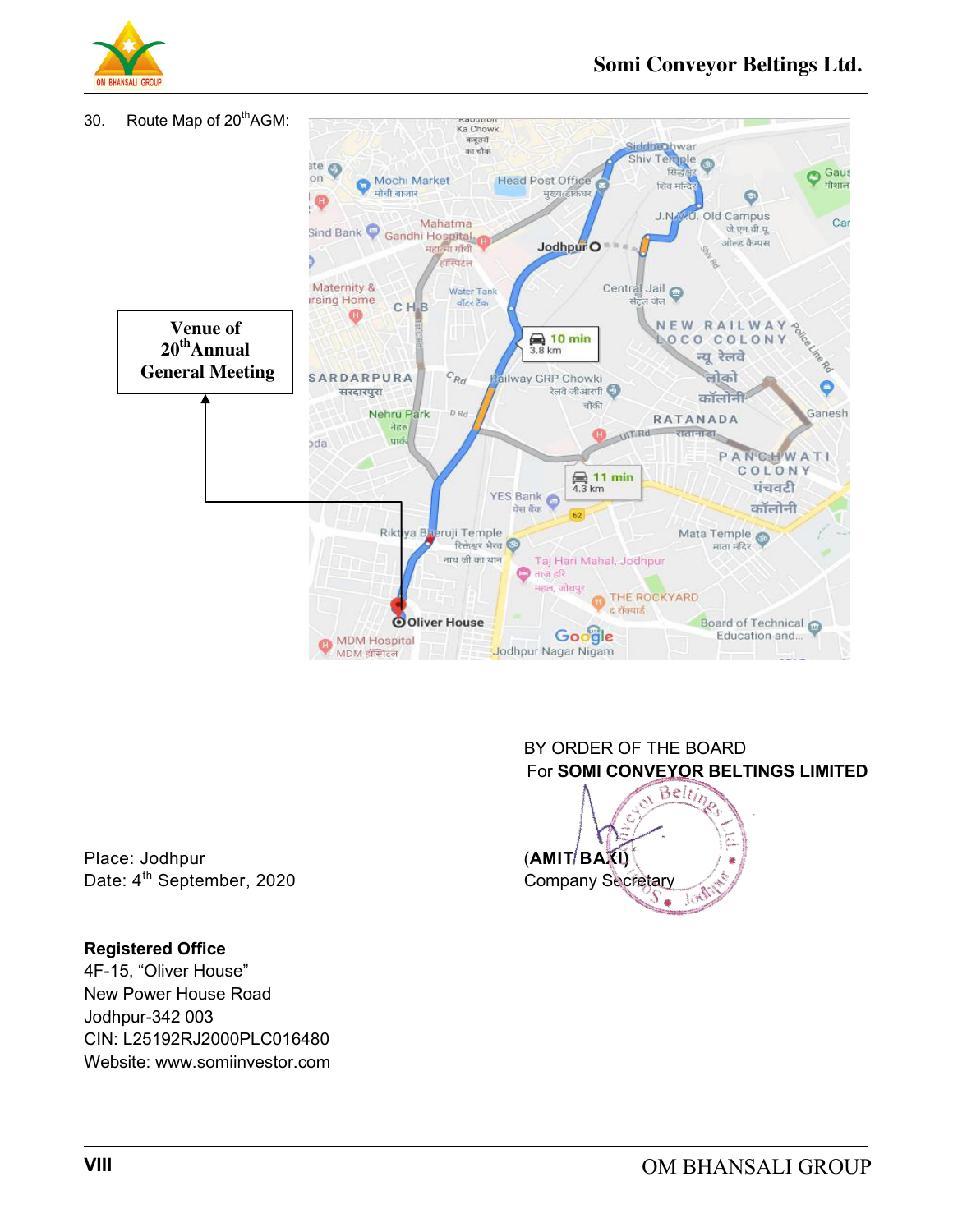30. Route Map of 20th AGM:

Venue of 20th Annual General Meeting

BY ORDER OF THE BOARD
For **SOMI CONVEYOR BELTINGS LIMITED**

Place: Jodhpur
Date: 4th September, 2020

**(AMIT BAXI)**
Company Secretary

**Registered Office**
4F-15, "Oliver House"
New Power House Road
Jodhpur-342 003
CIN: L25192RJ2000PLC016480
Website: www.somiinvestor.com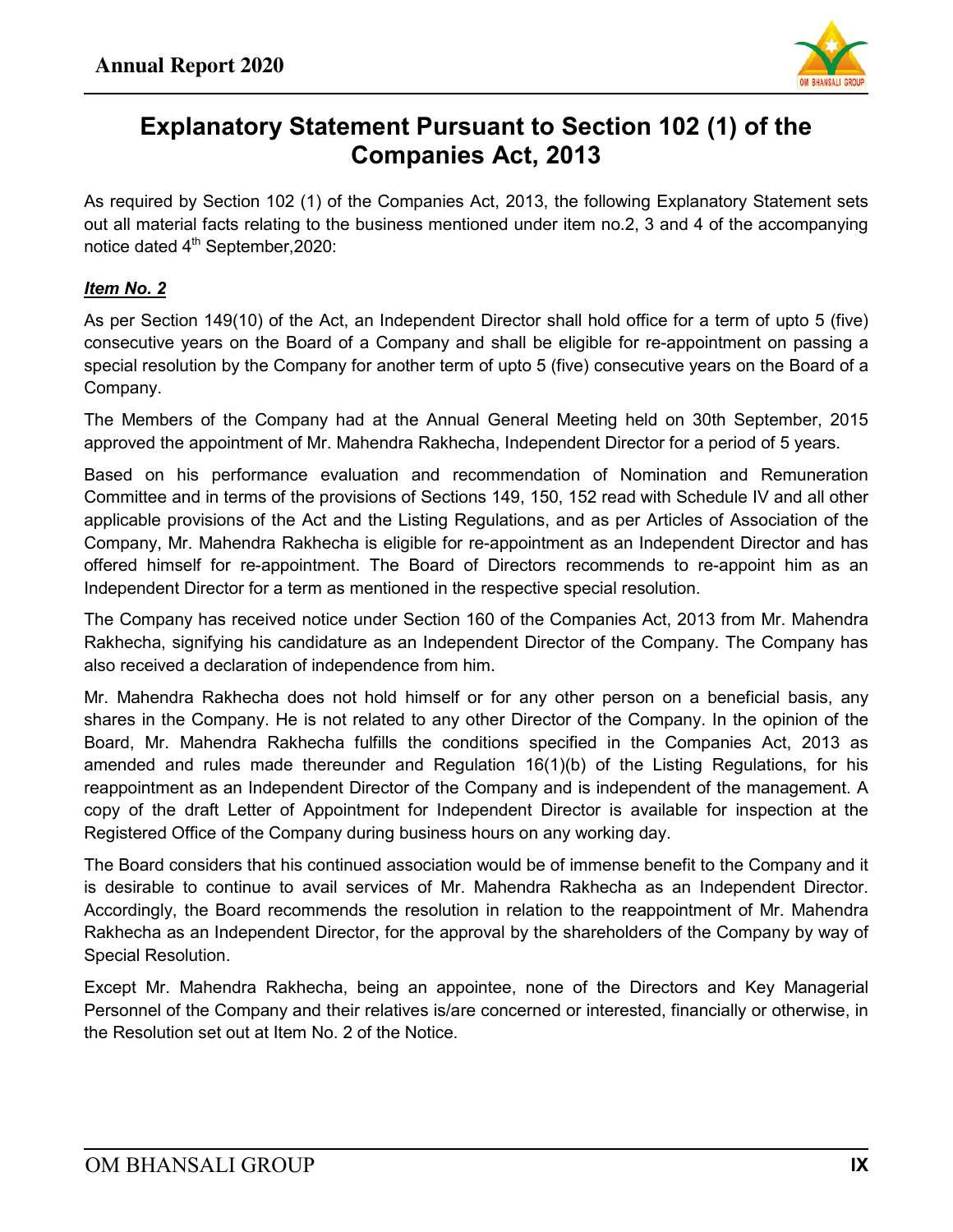# Explanatory Statement Pursuant to Section 102 (1) of the Companies Act, 2013

As required by Section 102 (1) of the Companies Act, 2013, the following Explanatory Statement sets out all material facts relating to the business mentioned under item no.2, 3 and 4 of the accompanying notice dated 4th September,2020:

***Item No. 2***

As per Section 149(10) of the Act, an Independent Director shall hold office for a term of upto 5 (five) consecutive years on the Board of a Company and shall be eligible for re-appointment on passing a special resolution by the Company for another term of upto 5 (five) consecutive years on the Board of a Company.

The Members of the Company had at the Annual General Meeting held on 30th September, 2015 approved the appointment of Mr. Mahendra Rakhecha, Independent Director for a period of 5 years.

Based on his performance evaluation and recommendation of Nomination and Remuneration Committee and in terms of the provisions of Sections 149, 150, 152 read with Schedule IV and all other applicable provisions of the Act and the Listing Regulations, and as per Articles of Association of the Company, Mr. Mahendra Rakhecha is eligible for re-appointment as an Independent Director and has offered himself for re-appointment. The Board of Directors recommends to re-appoint him as an Independent Director for a term as mentioned in the respective special resolution.

The Company has received notice under Section 160 of the Companies Act, 2013 from Mr. Mahendra Rakhecha, signifying his candidature as an Independent Director of the Company. The Company has also received a declaration of independence from him.

Mr. Mahendra Rakhecha does not hold himself or for any other person on a beneficial basis, any shares in the Company. He is not related to any other Director of the Company. In the opinion of the Board, Mr. Mahendra Rakhecha fulfills the conditions specified in the Companies Act, 2013 as amended and rules made thereunder and Regulation 16(1)(b) of the Listing Regulations, for his reappointment as an Independent Director of the Company and is independent of the management. A copy of the draft Letter of Appointment for Independent Director is available for inspection at the Registered Office of the Company during business hours on any working day.

The Board considers that his continued association would be of immense benefit to the Company and it is desirable to continue to avail services of Mr. Mahendra Rakhecha as an Independent Director. Accordingly, the Board recommends the resolution in relation to the reappointment of Mr. Mahendra Rakhecha as an Independent Director, for the approval by the shareholders of the Company by way of Special Resolution.

Except Mr. Mahendra Rakhecha, being an appointee, none of the Directors and Key Managerial Personnel of the Company and their relatives is/are concerned or interested, financially or otherwise, in the Resolution set out at Item No. 2 of the Notice.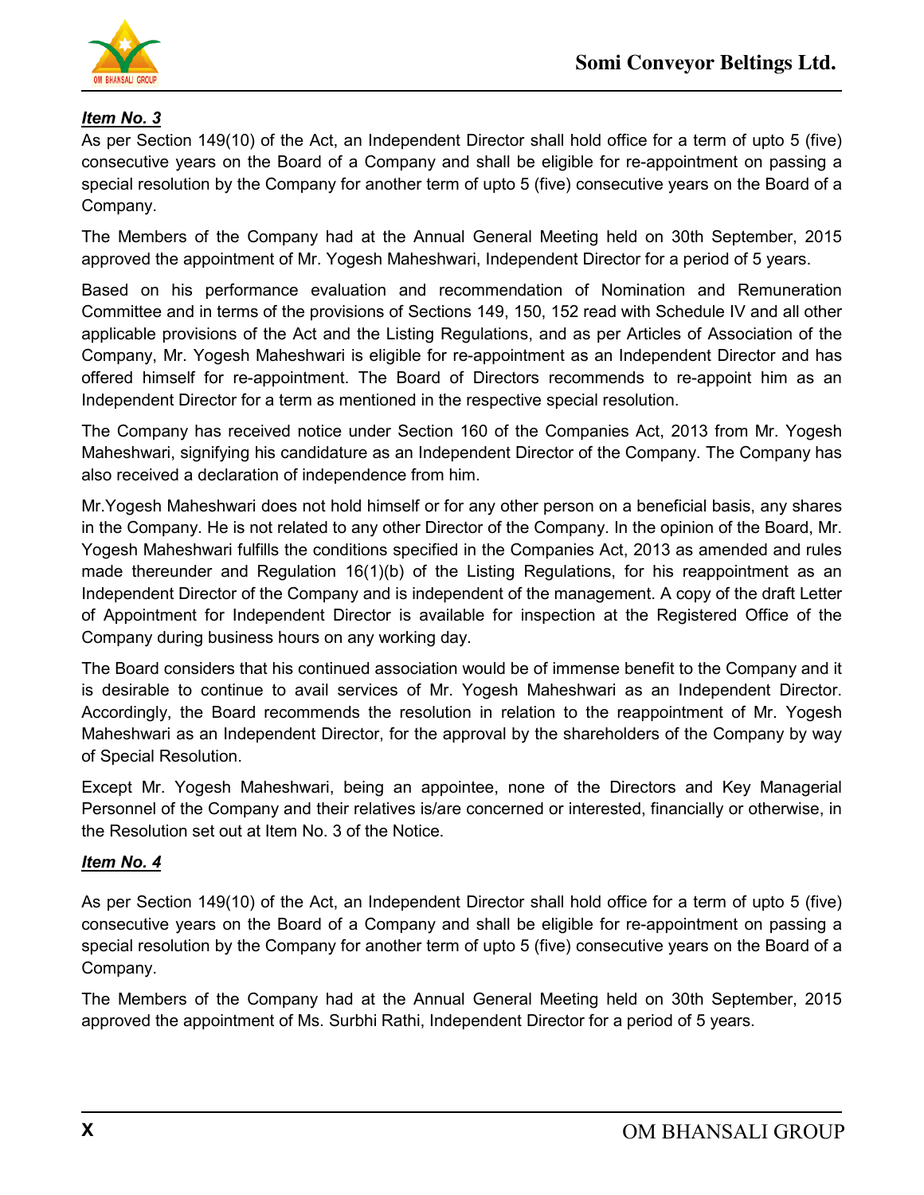***Item No. 3***

As per Section 149(10) of the Act, an Independent Director shall hold office for a term of upto 5 (five) consecutive years on the Board of a Company and shall be eligible for re-appointment on passing a special resolution by the Company for another term of upto 5 (five) consecutive years on the Board of a Company.

The Members of the Company had at the Annual General Meeting held on 30th September, 2015 approved the appointment of Mr. Yogesh Maheshwari, Independent Director for a period of 5 years.

Based on his performance evaluation and recommendation of Nomination and Remuneration Committee and in terms of the provisions of Sections 149, 150, 152 read with Schedule IV and all other applicable provisions of the Act and the Listing Regulations, and as per Articles of Association of the Company, Mr. Yogesh Maheshwari is eligible for re-appointment as an Independent Director and has offered himself for re-appointment. The Board of Directors recommends to re-appoint him as an Independent Director for a term as mentioned in the respective special resolution.

The Company has received notice under Section 160 of the Companies Act, 2013 from Mr. Yogesh Maheshwari, signifying his candidature as an Independent Director of the Company. The Company has also received a declaration of independence from him.

Mr.Yogesh Maheshwari does not hold himself or for any other person on a beneficial basis, any shares in the Company. He is not related to any other Director of the Company. In the opinion of the Board, Mr. Yogesh Maheshwari fulfills the conditions specified in the Companies Act, 2013 as amended and rules made thereunder and Regulation 16(1)(b) of the Listing Regulations, for his reappointment as an Independent Director of the Company and is independent of the management. A copy of the draft Letter of Appointment for Independent Director is available for inspection at the Registered Office of the Company during business hours on any working day.

The Board considers that his continued association would be of immense benefit to the Company and it is desirable to continue to avail services of Mr. Yogesh Maheshwari as an Independent Director. Accordingly, the Board recommends the resolution in relation to the reappointment of Mr. Yogesh Maheshwari as an Independent Director, for the approval by the shareholders of the Company by way of Special Resolution.

Except Mr. Yogesh Maheshwari, being an appointee, none of the Directors and Key Managerial Personnel of the Company and their relatives is/are concerned or interested, financially or otherwise, in the Resolution set out at Item No. 3 of the Notice.

***Item No. 4***

As per Section 149(10) of the Act, an Independent Director shall hold office for a term of upto 5 (five) consecutive years on the Board of a Company and shall be eligible for re-appointment on passing a special resolution by the Company for another term of upto 5 (five) consecutive years on the Board of a Company.

The Members of the Company had at the Annual General Meeting held on 30th September, 2015 approved the appointment of Ms. Surbhi Rathi, Independent Director for a period of 5 years.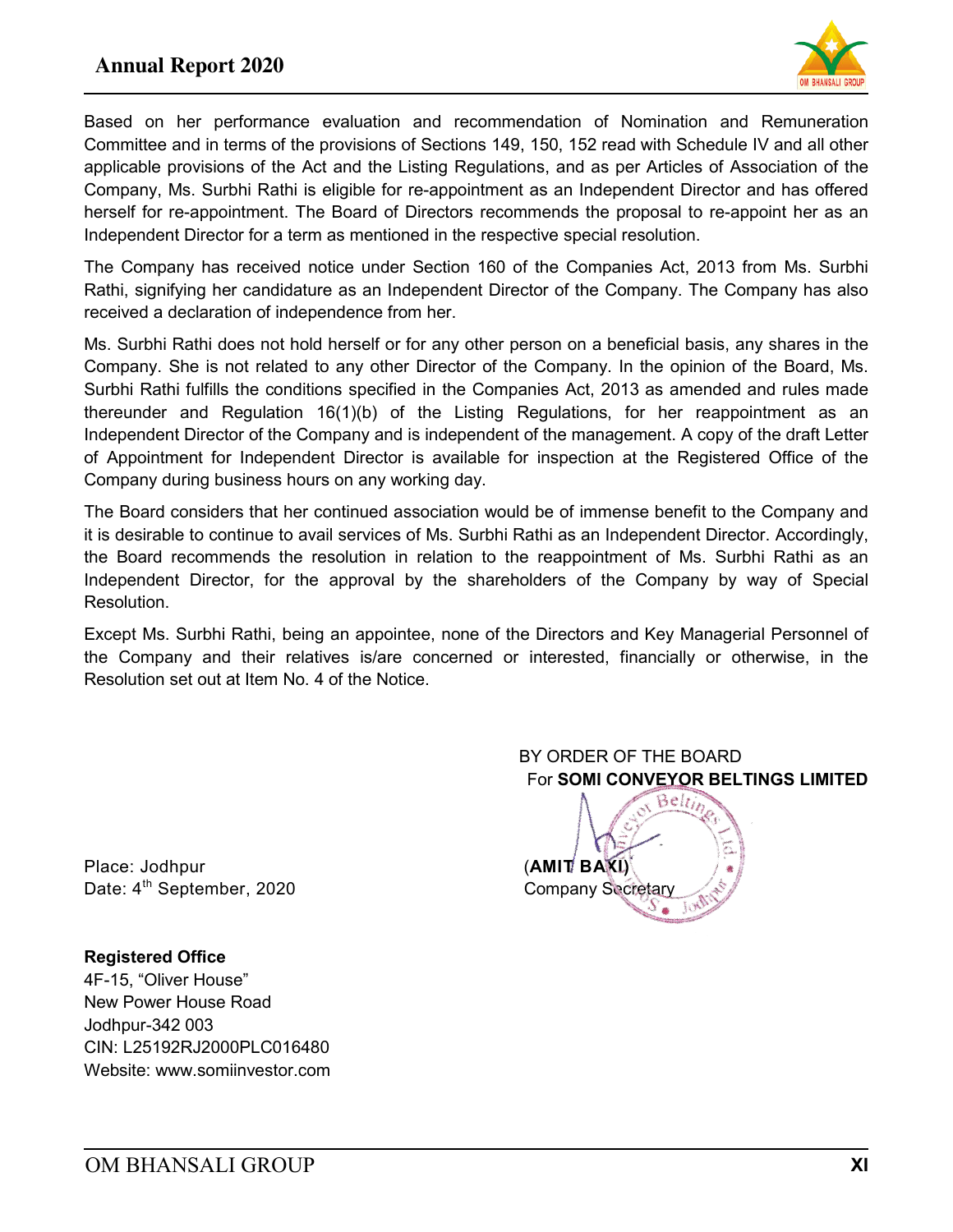Based on her performance evaluation and recommendation of Nomination and Remuneration Committee and in terms of the provisions of Sections 149, 150, 152 read with Schedule IV and all other applicable provisions of the Act and the Listing Regulations, and as per Articles of Association of the Company, Ms. Surbhi Rathi is eligible for re-appointment as an Independent Director and has offered herself for re-appointment. The Board of Directors recommends the proposal to re-appoint her as an Independent Director for a term as mentioned in the respective special resolution.

The Company has received notice under Section 160 of the Companies Act, 2013 from Ms. Surbhi Rathi, signifying her candidature as an Independent Director of the Company. The Company has also received a declaration of independence from her.

Ms. Surbhi Rathi does not hold herself or for any other person on a beneficial basis, any shares in the Company. She is not related to any other Director of the Company. In the opinion of the Board, Ms. Surbhi Rathi fulfills the conditions specified in the Companies Act, 2013 as amended and rules made thereunder and Regulation 16(1)(b) of the Listing Regulations, for her reappointment as an Independent Director of the Company and is independent of the management. A copy of the draft Letter of Appointment for Independent Director is available for inspection at the Registered Office of the Company during business hours on any working day.

The Board considers that her continued association would be of immense benefit to the Company and it is desirable to continue to avail services of Ms. Surbhi Rathi as an Independent Director. Accordingly, the Board recommends the resolution in relation to the reappointment of Ms. Surbhi Rathi as an Independent Director, for the approval by the shareholders of the Company by way of Special Resolution.

Except Ms. Surbhi Rathi, being an appointee, none of the Directors and Key Managerial Personnel of the Company and their relatives is/are concerned or interested, financially or otherwise, in the Resolution set out at Item No. 4 of the Notice.

BY ORDER OF THE BOARD
For **SOMI CONVEYOR BELTINGS LIMITED**

(**AMIT BAXI**)
Company Secretary

Place: Jodhpur
Date: 4th September, 2020

**Registered Office**
4F-15, "Oliver House"
New Power House Road
Jodhpur-342 003
CIN: L25192RJ2000PLC016480
Website: www.somiinvestor.com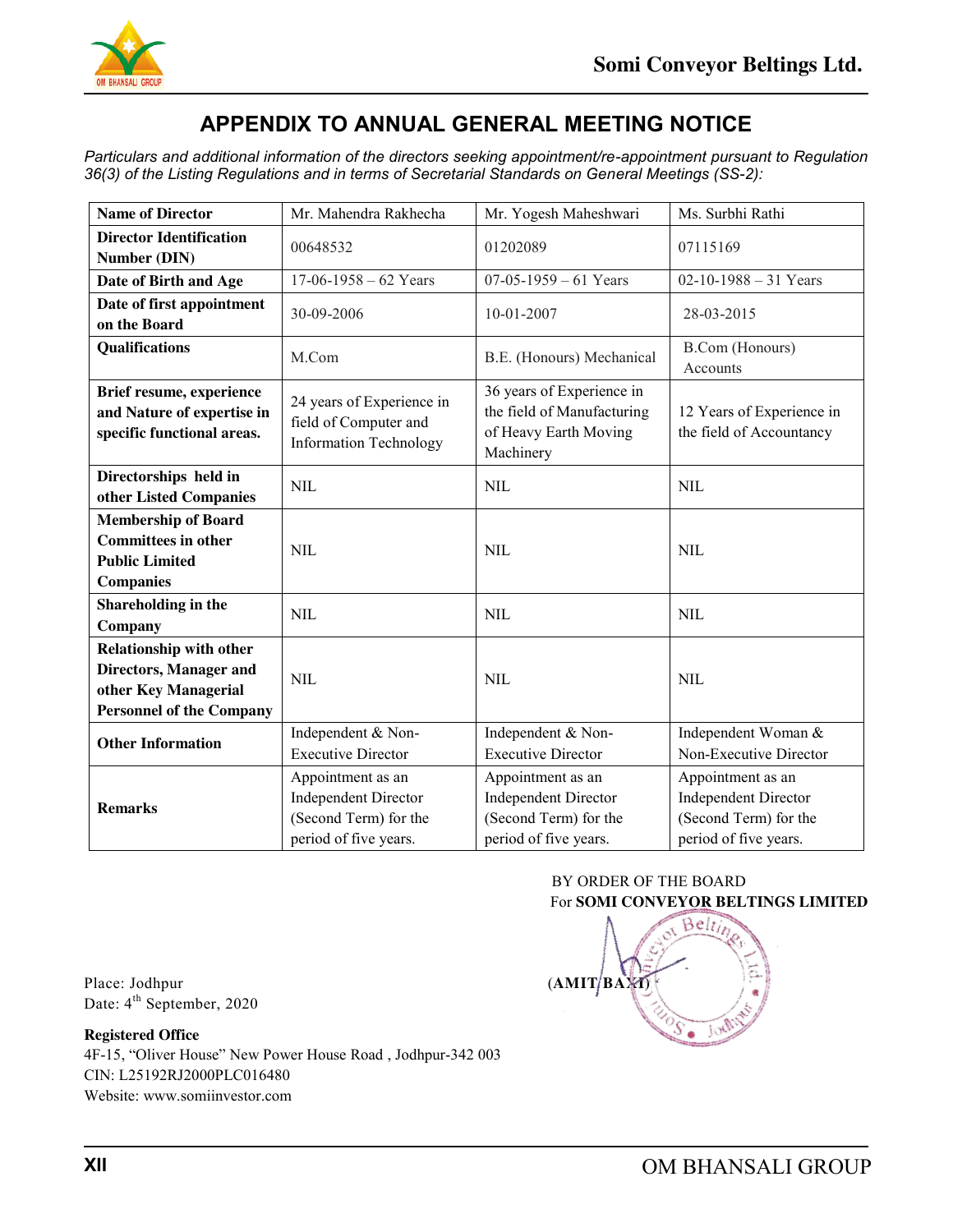## APPENDIX TO ANNUAL GENERAL MEETING NOTICE

*Particulars and additional information of the directors seeking appointment/re-appointment pursuant to Regulation 36(3) of the Listing Regulations and in terms of Secretarial Standards on General Meetings (SS-2):*

| **Name of Director** | Mr. Mahendra Rakhecha | Mr. Yogesh Maheshwari | Ms. Surbhi Rathi |
|---|---|---|---|
| **Director Identification Number (DIN)** | 00648532 | 01202089 | 07115169 |
| **Date of Birth and Age** | 17-06-1958 – 62 Years | 07-05-1959 – 61 Years | 02-10-1988 – 31 Years |
| **Date of first appointment on the Board** | 30-09-2006 | 10-01-2007 | 28-03-2015 |
| **Qualifications** | M.Com | B.E. (Honours) Mechanical | B.Com (Honours) Accounts |
| **Brief resume, experience and Nature of expertise in specific functional areas.** | 24 years of Experience in field of Computer and Information Technology | 36 years of Experience in the field of Manufacturing of Heavy Earth Moving Machinery | 12 Years of Experience in the field of Accountancy |
| **Directorships held in other Listed Companies** | NIL | NIL | NIL |
| **Membership of Board Committees in other Public Limited Companies** | NIL | NIL | NIL |
| **Shareholding in the Company** | NIL | NIL | NIL |
| **Relationship with other Directors, Manager and other Key Managerial Personnel of the Company** | NIL | NIL | NIL |
| **Other Information** | Independent & Non-Executive Director | Independent & Non-Executive Director | Independent Woman & Non-Executive Director |
| **Remarks** | Appointment as an Independent Director (Second Term) for the period of five years. | Appointment as an Independent Director (Second Term) for the period of five years. | Appointment as an Independent Director (Second Term) for the period of five years. |

BY ORDER OF THE BOARD
For **SOMI CONVEYOR BELTINGS LIMITED**

**(AMIT BAXI)**

Place: Jodhpur
Date: 4th September, 2020

**Registered Office**
4F-15, "Oliver House" New Power House Road , Jodhpur-342 003
CIN: L25192RJ2000PLC016480
Website: www.somiinvestor.com